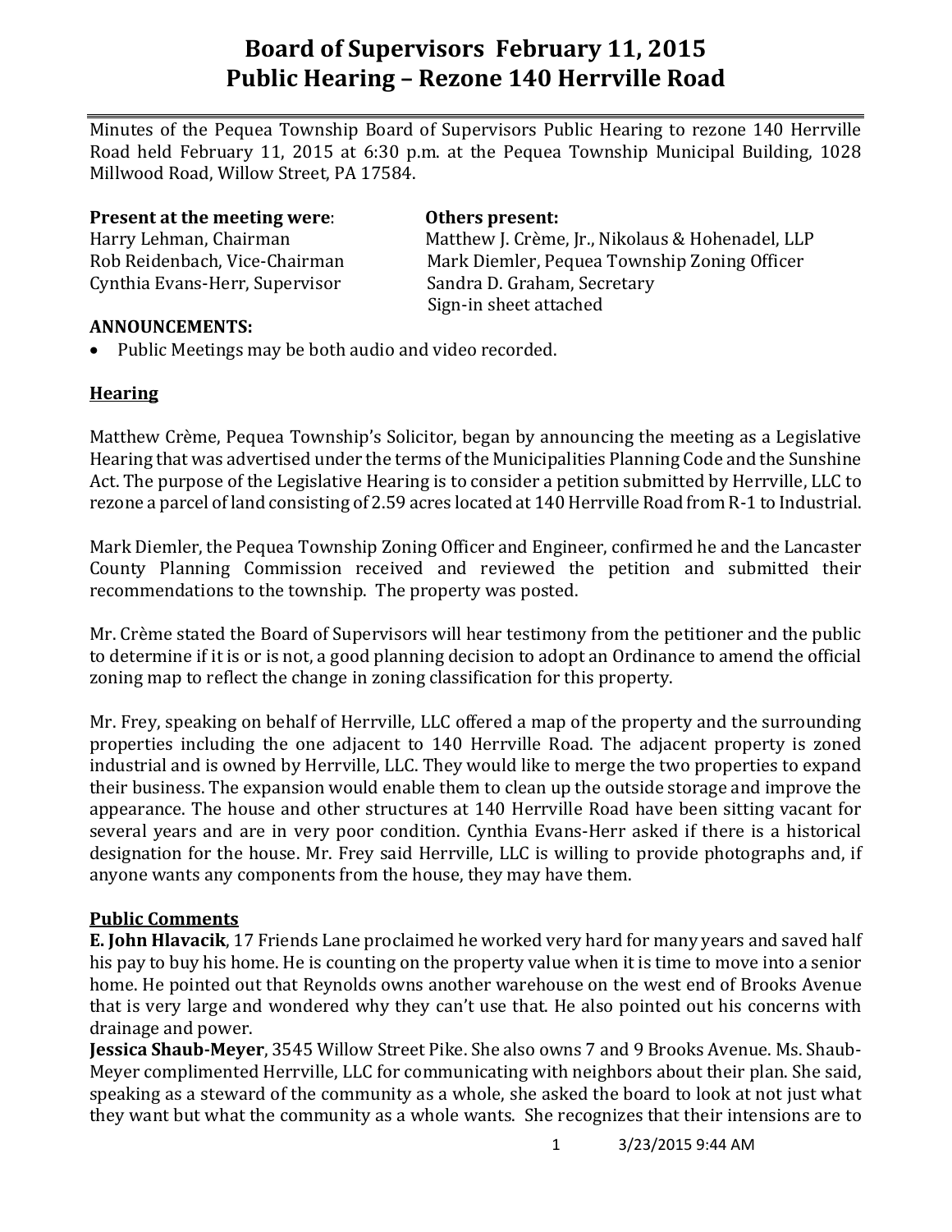# Board of Supervisors February 11, 2015
# Public Hearing – Rezone 140 Herrville Road

Minutes of the Pequea Township Board of Supervisors Public Hearing to rezone 140 Herrville Road held February 11, 2015 at 6:30 p.m. at the Pequea Township Municipal Building, 1028 Millwood Road, Willow Street, PA 17584.

**Present at the meeting were**:
Harry Lehman, Chairman
Rob Reidenbach, Vice-Chairman
Cynthia Evans-Herr, Supervisor

**Others present:**
Matthew J. Crème, Jr., Nikolaus & Hohenadel, LLP
Mark Diemler, Pequea Township Zoning Officer
Sandra D. Graham, Secretary
Sign-in sheet attached

**ANNOUNCEMENTS:**

- Public Meetings may be both audio and video recorded.

**Hearing**

Matthew Crème, Pequea Township's Solicitor, began by announcing the meeting as a Legislative Hearing that was advertised under the terms of the Municipalities Planning Code and the Sunshine Act. The purpose of the Legislative Hearing is to consider a petition submitted by Herrville, LLC to rezone a parcel of land consisting of 2.59 acres located at 140 Herrville Road from R-1 to Industrial.

Mark Diemler, the Pequea Township Zoning Officer and Engineer, confirmed he and the Lancaster County Planning Commission received and reviewed the petition and submitted their recommendations to the township. The property was posted.

Mr. Crème stated the Board of Supervisors will hear testimony from the petitioner and the public to determine if it is or is not, a good planning decision to adopt an Ordinance to amend the official zoning map to reflect the change in zoning classification for this property.

Mr. Frey, speaking on behalf of Herrville, LLC offered a map of the property and the surrounding properties including the one adjacent to 140 Herrville Road. The adjacent property is zoned industrial and is owned by Herrville, LLC. They would like to merge the two properties to expand their business. The expansion would enable them to clean up the outside storage and improve the appearance. The house and other structures at 140 Herrville Road have been sitting vacant for several years and are in very poor condition. Cynthia Evans-Herr asked if there is a historical designation for the house. Mr. Frey said Herrville, LLC is willing to provide photographs and, if anyone wants any components from the house, they may have them.

**Public Comments**

**E. John Hlavacik**, 17 Friends Lane proclaimed he worked very hard for many years and saved half his pay to buy his home. He is counting on the property value when it is time to move into a senior home. He pointed out that Reynolds owns another warehouse on the west end of Brooks Avenue that is very large and wondered why they can't use that. He also pointed out his concerns with drainage and power.

**Jessica Shaub-Meyer**, 3545 Willow Street Pike. She also owns 7 and 9 Brooks Avenue. Ms. Shaub-Meyer complimented Herrville, LLC for communicating with neighbors about their plan. She said, speaking as a steward of the community as a whole, she asked the board to look at not just what they want but what the community as a whole wants. She recognizes that their intensions are to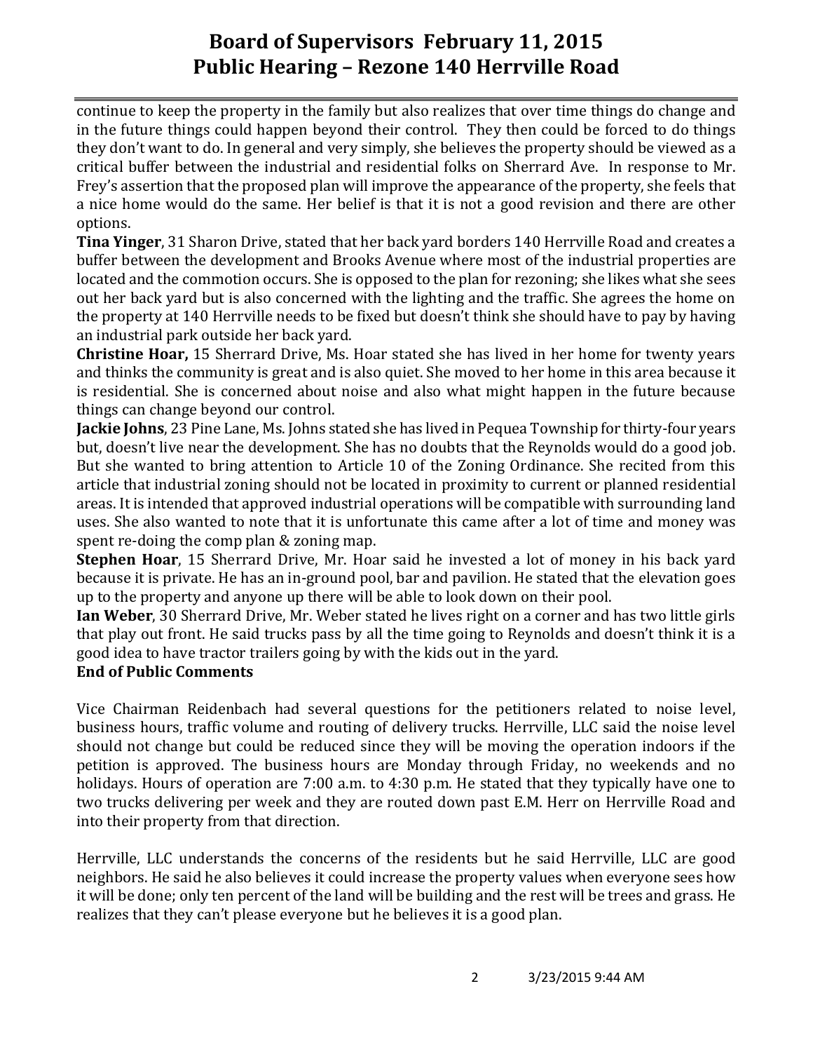continue to keep the property in the family but also realizes that over time things do change and in the future things could happen beyond their control. They then could be forced to do things they don't want to do. In general and very simply, she believes the property should be viewed as a critical buffer between the industrial and residential folks on Sherrard Ave. In response to Mr. Frey's assertion that the proposed plan will improve the appearance of the property, she feels that a nice home would do the same. Her belief is that it is not a good revision and there are other options.

**Tina Yinger**, 31 Sharon Drive, stated that her back yard borders 140 Herrville Road and creates a buffer between the development and Brooks Avenue where most of the industrial properties are located and the commotion occurs. She is opposed to the plan for rezoning; she likes what she sees out her back yard but is also concerned with the lighting and the traffic. She agrees the home on the property at 140 Herrville needs to be fixed but doesn't think she should have to pay by having an industrial park outside her back yard.

**Christine Hoar,** 15 Sherrard Drive, Ms. Hoar stated she has lived in her home for twenty years and thinks the community is great and is also quiet. She moved to her home in this area because it is residential. She is concerned about noise and also what might happen in the future because things can change beyond our control.

**Jackie Johns**, 23 Pine Lane, Ms. Johns stated she has lived in Pequea Township for thirty-four years but, doesn't live near the development. She has no doubts that the Reynolds would do a good job. But she wanted to bring attention to Article 10 of the Zoning Ordinance. She recited from this article that industrial zoning should not be located in proximity to current or planned residential areas. It is intended that approved industrial operations will be compatible with surrounding land uses. She also wanted to note that it is unfortunate this came after a lot of time and money was spent re-doing the comp plan & zoning map.

**Stephen Hoar**, 15 Sherrard Drive, Mr. Hoar said he invested a lot of money in his back yard because it is private. He has an in-ground pool, bar and pavilion. He stated that the elevation goes up to the property and anyone up there will be able to look down on their pool.

**Ian Weber**, 30 Sherrard Drive, Mr. Weber stated he lives right on a corner and has two little girls that play out front. He said trucks pass by all the time going to Reynolds and doesn't think it is a good idea to have tractor trailers going by with the kids out in the yard.

**End of Public Comments**

Vice Chairman Reidenbach had several questions for the petitioners related to noise level, business hours, traffic volume and routing of delivery trucks. Herrville, LLC said the noise level should not change but could be reduced since they will be moving the operation indoors if the petition is approved. The business hours are Monday through Friday, no weekends and no holidays. Hours of operation are 7:00 a.m. to 4:30 p.m. He stated that they typically have one to two trucks delivering per week and they are routed down past E.M. Herr on Herrville Road and into their property from that direction.

Herrville, LLC understands the concerns of the residents but he said Herrville, LLC are good neighbors. He said he also believes it could increase the property values when everyone sees how it will be done; only ten percent of the land will be building and the rest will be trees and grass. He realizes that they can't please everyone but he believes it is a good plan.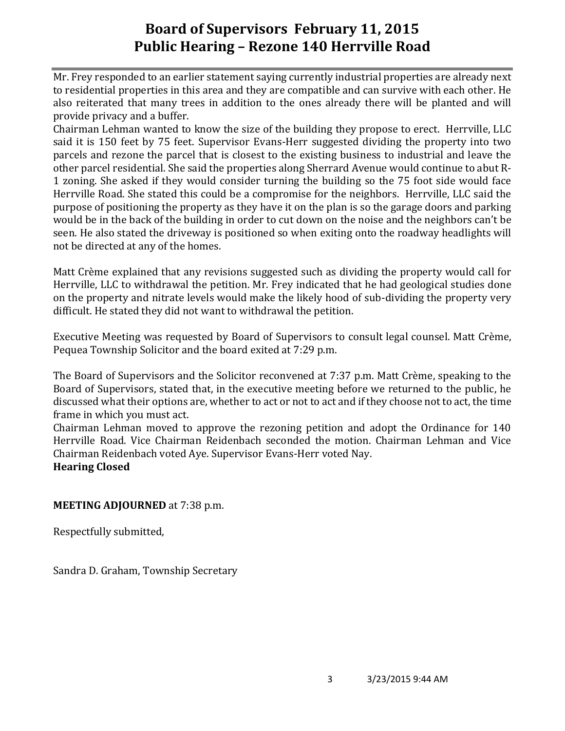Mr. Frey responded to an earlier statement saying currently industrial properties are already next to residential properties in this area and they are compatible and can survive with each other. He also reiterated that many trees in addition to the ones already there will be planted and will provide privacy and a buffer.

Chairman Lehman wanted to know the size of the building they propose to erect. Herrville, LLC said it is 150 feet by 75 feet. Supervisor Evans-Herr suggested dividing the property into two parcels and rezone the parcel that is closest to the existing business to industrial and leave the other parcel residential. She said the properties along Sherrard Avenue would continue to abut R-1 zoning. She asked if they would consider turning the building so the 75 foot side would face Herrville Road. She stated this could be a compromise for the neighbors. Herrville, LLC said the purpose of positioning the property as they have it on the plan is so the garage doors and parking would be in the back of the building in order to cut down on the noise and the neighbors can't be seen. He also stated the driveway is positioned so when exiting onto the roadway headlights will not be directed at any of the homes.

Matt Crème explained that any revisions suggested such as dividing the property would call for Herrville, LLC to withdrawal the petition. Mr. Frey indicated that he had geological studies done on the property and nitrate levels would make the likely hood of sub-dividing the property very difficult. He stated they did not want to withdrawal the petition.

Executive Meeting was requested by Board of Supervisors to consult legal counsel. Matt Crème, Pequea Township Solicitor and the board exited at 7:29 p.m.

The Board of Supervisors and the Solicitor reconvened at 7:37 p.m. Matt Crème, speaking to the Board of Supervisors, stated that, in the executive meeting before we returned to the public, he discussed what their options are, whether to act or not to act and if they choose not to act, the time frame in which you must act.

Chairman Lehman moved to approve the rezoning petition and adopt the Ordinance for 140 Herrville Road. Vice Chairman Reidenbach seconded the motion. Chairman Lehman and Vice Chairman Reidenbach voted Aye. Supervisor Evans-Herr voted Nay.

**Hearing Closed**

**MEETING ADJOURNED** at 7:38 p.m.

Respectfully submitted,

Sandra D. Graham, Township Secretary